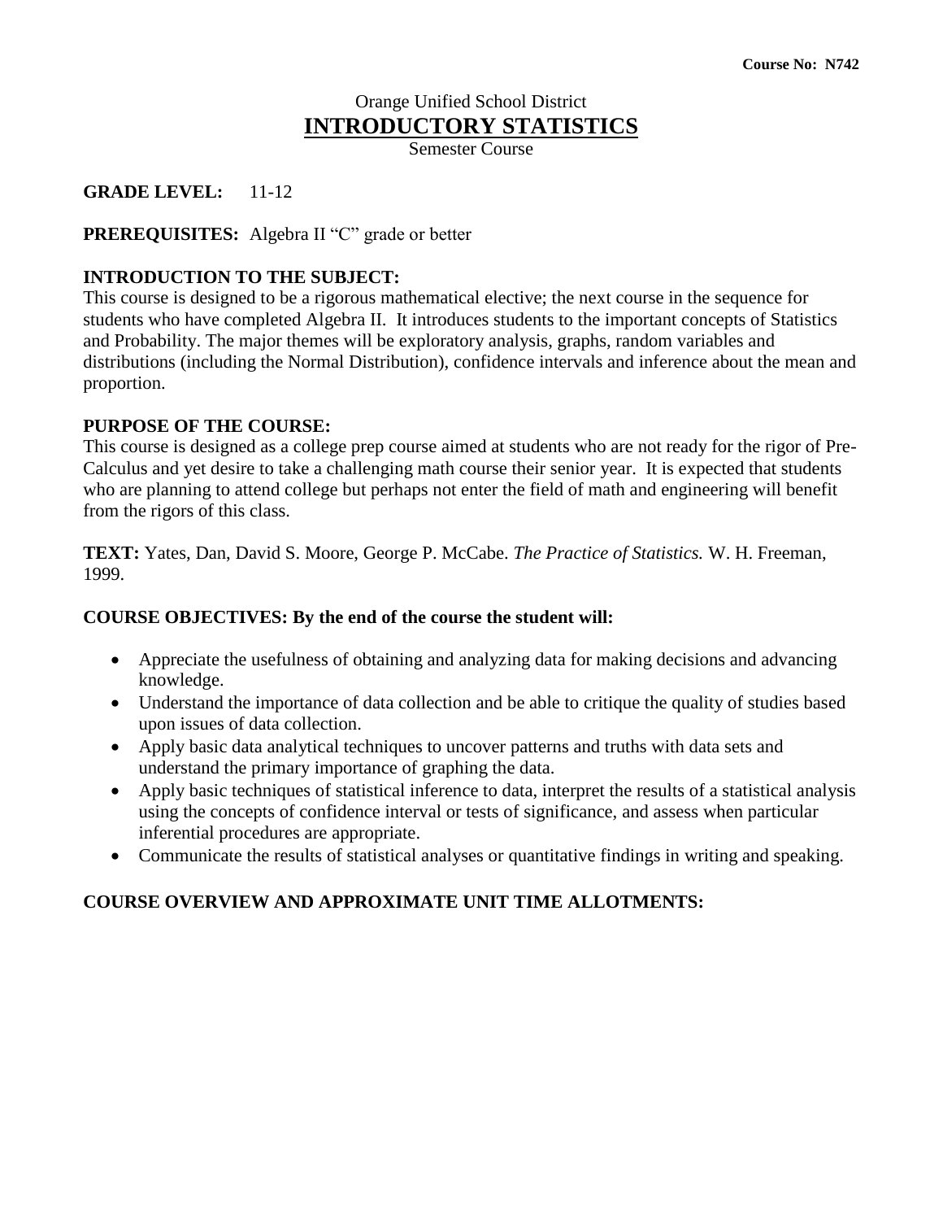**Course No: N742**

# Orange Unified School District

# INTRODUCTORY STATISTICS

Semester Course

**GRADE LEVEL:** 11-12

**PREREQUISITES:** Algebra II "C" grade or better

**INTRODUCTION TO THE SUBJECT:**

This course is designed to be a rigorous mathematical elective; the next course in the sequence for students who have completed Algebra II. It introduces students to the important concepts of Statistics and Probability. The major themes will be exploratory analysis, graphs, random variables and distributions (including the Normal Distribution), confidence intervals and inference about the mean and proportion.

**PURPOSE OF THE COURSE:**

This course is designed as a college prep course aimed at students who are not ready for the rigor of Pre-Calculus and yet desire to take a challenging math course their senior year. It is expected that students who are planning to attend college but perhaps not enter the field of math and engineering will benefit from the rigors of this class.

**TEXT:** Yates, Dan, David S. Moore, George P. McCabe. *The Practice of Statistics.* W. H. Freeman, 1999.

**COURSE OBJECTIVES: By the end of the course the student will:**

- Appreciate the usefulness of obtaining and analyzing data for making decisions and advancing knowledge.
- Understand the importance of data collection and be able to critique the quality of studies based upon issues of data collection.
- Apply basic data analytical techniques to uncover patterns and truths with data sets and understand the primary importance of graphing the data.
- Apply basic techniques of statistical inference to data, interpret the results of a statistical analysis using the concepts of confidence interval or tests of significance, and assess when particular inferential procedures are appropriate.
- Communicate the results of statistical analyses or quantitative findings in writing and speaking.

**COURSE OVERVIEW AND APPROXIMATE UNIT TIME ALLOTMENTS:**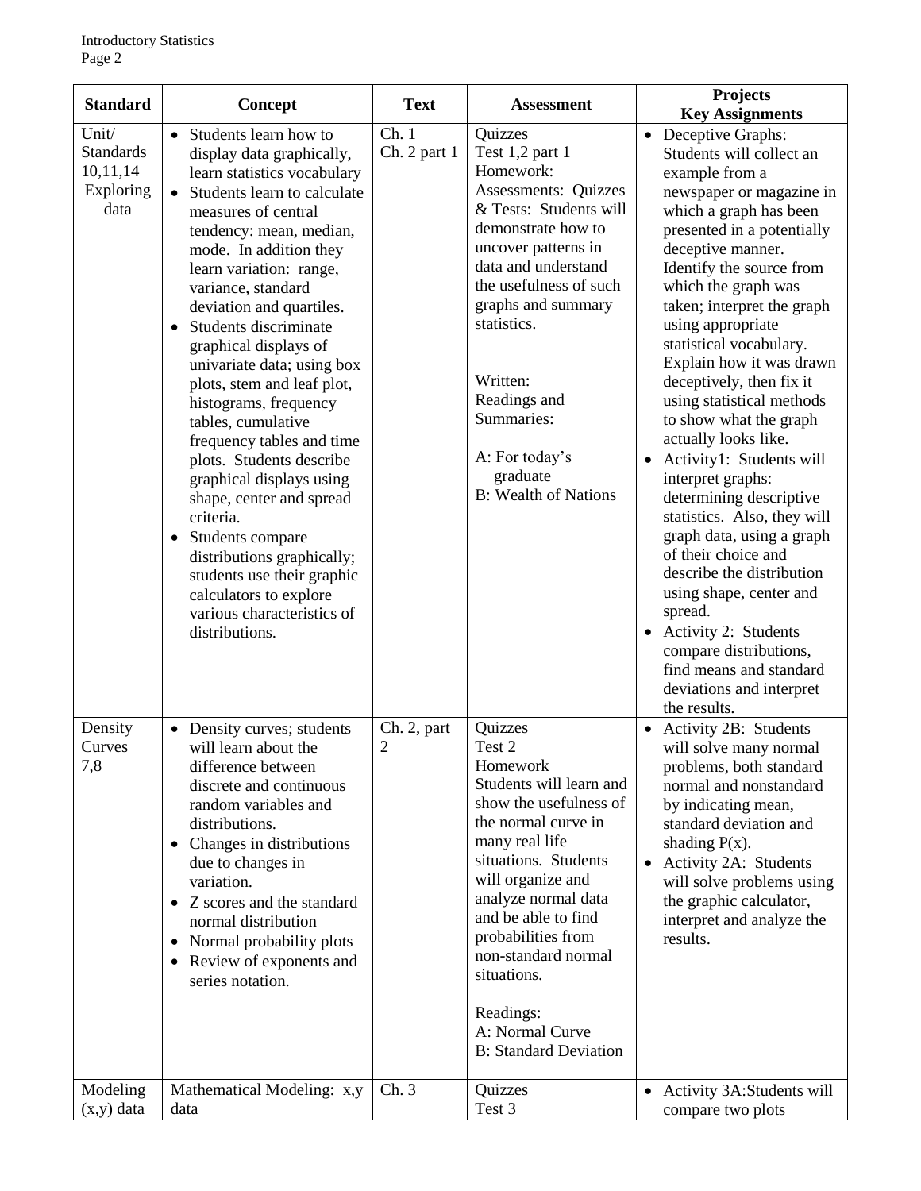| Standard | Concept | Text | Assessment | Projects Key Assignments |
|---|---|---|---|---|
| Unit/ Standards 10,11,14 Exploring data | • Students learn how to display data graphically, learn statistics vocabulary<br>• Students learn to calculate measures of central tendency: mean, median, mode. In addition they learn variation: range, variance, standard deviation and quartiles.<br>• Students discriminate graphical displays of univariate data; using box plots, stem and leaf plot, histograms, frequency tables, cumulative frequency tables and time plots. Students describe graphical displays using shape, center and spread criteria.<br>• Students compare distributions graphically; students use their graphic calculators to explore various characteristics of distributions. | Ch. 1<br>Ch. 2 part 1 | Quizzes<br>Test 1,2 part 1<br>Homework:<br>Assessments: Quizzes & Tests: Students will demonstrate how to uncover patterns in data and understand the usefulness of such graphs and summary statistics.<br><br>Written:<br>Readings and Summaries:<br><br>A: For today's graduate<br>B: Wealth of Nations | • Deceptive Graphs: Students will collect an example from a newspaper or magazine in which a graph has been presented in a potentially deceptive manner. Identify the source from which the graph was taken; interpret the graph using appropriate statistical vocabulary. Explain how it was drawn deceptively, then fix it using statistical methods to show what the graph actually looks like.<br>• Activity1: Students will interpret graphs: determining descriptive statistics. Also, they will graph data, using a graph of their choice and describe the distribution using shape, center and spread.<br>• Activity 2: Students compare distributions, find means and standard deviations and interpret the results. |
| Density Curves 7,8 | • Density curves; students will learn about the difference between discrete and continuous random variables and distributions.<br>• Changes in distributions due to changes in variation.<br>• Z scores and the standard normal distribution<br>• Normal probability plots<br>• Review of exponents and series notation. | Ch. 2, part 2 | Quizzes<br>Test 2<br>Homework<br>Students will learn and show the usefulness of the normal curve in many real life situations. Students will organize and analyze normal data and be able to find probabilities from non-standard normal situations.<br><br>Readings:<br>A: Normal Curve<br>B: Standard Deviation | • Activity 2B: Students will solve many normal problems, both standard normal and nonstandard by indicating mean, standard deviation and shading P(x).<br>• Activity 2A: Students will solve problems using the graphic calculator, interpret and analyze the results. |
| Modeling (x,y) data | Mathematical Modeling: x,y data | Ch. 3 | Quizzes<br>Test 3 | • Activity 3A:Students will compare two plots |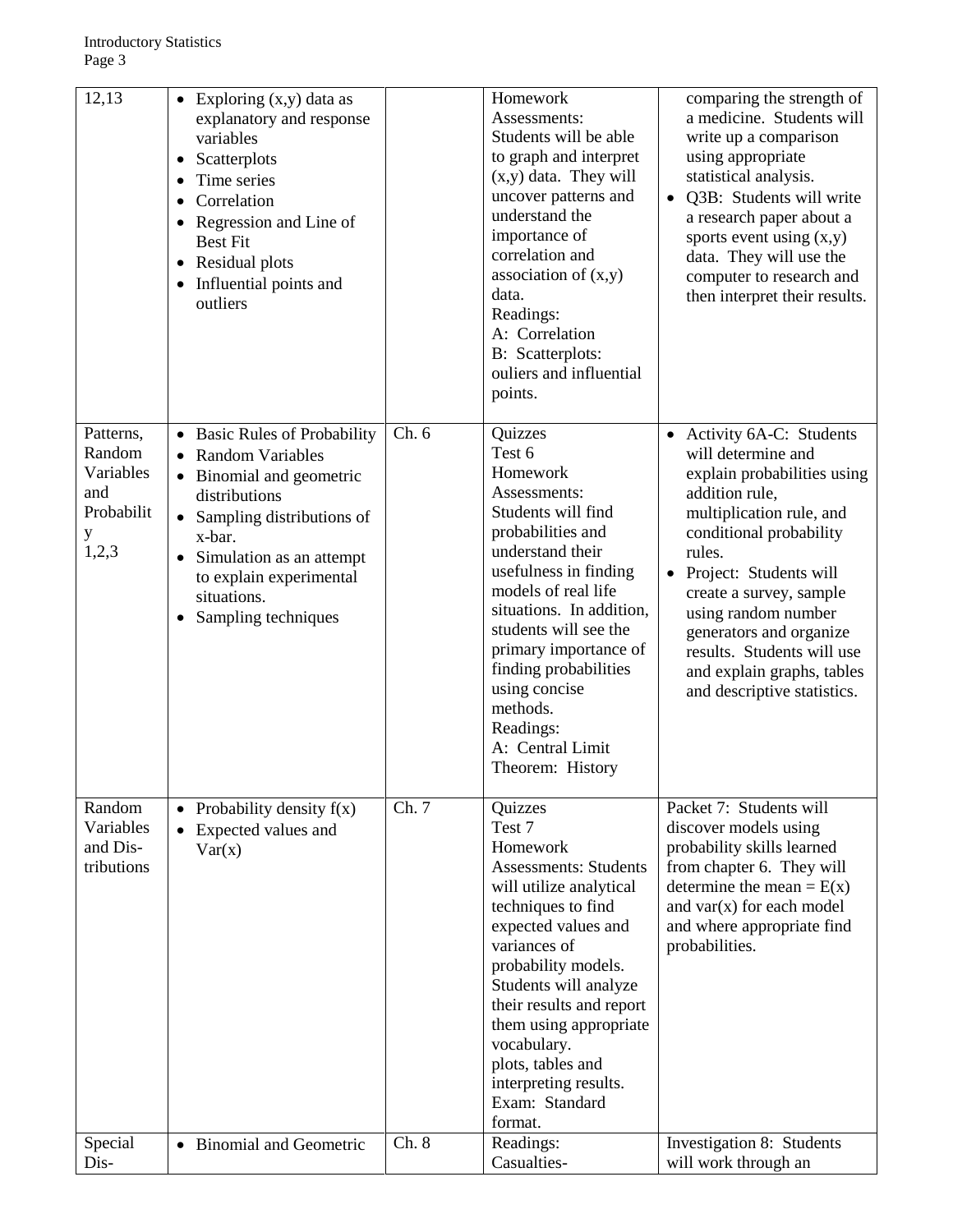| | | | | |
|---|---|---|---|---|
| 12,13 | • Exploring (x,y) data as explanatory and response variables<br>• Scatterplots<br>• Time series<br>• Correlation<br>• Regression and Line of Best Fit<br>• Residual plots<br>• Influential points and outliers | | Homework Assessments: Students will be able to graph and interpret (x,y) data. They will uncover patterns and understand the importance of correlation and association of (x,y) data.<br>Readings:<br>A: Correlation<br>B: Scatterplots: ouliers and influential points. | comparing the strength of a medicine. Students will write up a comparison using appropriate statistical analysis.<br>• Q3B: Students will write a research paper about a sports event using (x,y) data. They will use the computer to research and then interpret their results. |
| Patterns, Random Variables and Probability<br>1,2,3 | • Basic Rules of Probability<br>• Random Variables<br>• Binomial and geometric distributions<br>• Sampling distributions of x-bar.<br>• Simulation as an attempt to explain experimental situations.<br>• Sampling techniques | Ch. 6 | Quizzes<br>Test 6<br>Homework Assessments: Students will find probabilities and understand their usefulness in finding models of real life situations. In addition, students will see the primary importance of finding probabilities using concise methods.<br>Readings:<br>A: Central Limit Theorem: History | • Activity 6A-C: Students will determine and explain probabilities using addition rule, multiplication rule, and conditional probability rules.<br>• Project: Students will create a survey, sample using random number generators and organize results. Students will use and explain graphs, tables and descriptive statistics. |
| Random Variables and Distributions | • Probability density f(x)<br>• Expected values and Var(x) | Ch. 7 | Quizzes<br>Test 7<br>Homework Assessments: Students will utilize analytical techniques to find expected values and variances of probability models. Students will analyze their results and report them using appropriate vocabulary.<br>plots, tables and interpreting results.<br>Exam: Standard format. | Packet 7: Students will discover models using probability skills learned from chapter 6. They will determine the mean = E(x) and var(x) for each model and where appropriate find probabilities. |
| Special Dis- | • Binomial and Geometric | Ch. 8 | Readings:<br>Casualties- | Investigation 8: Students will work through an |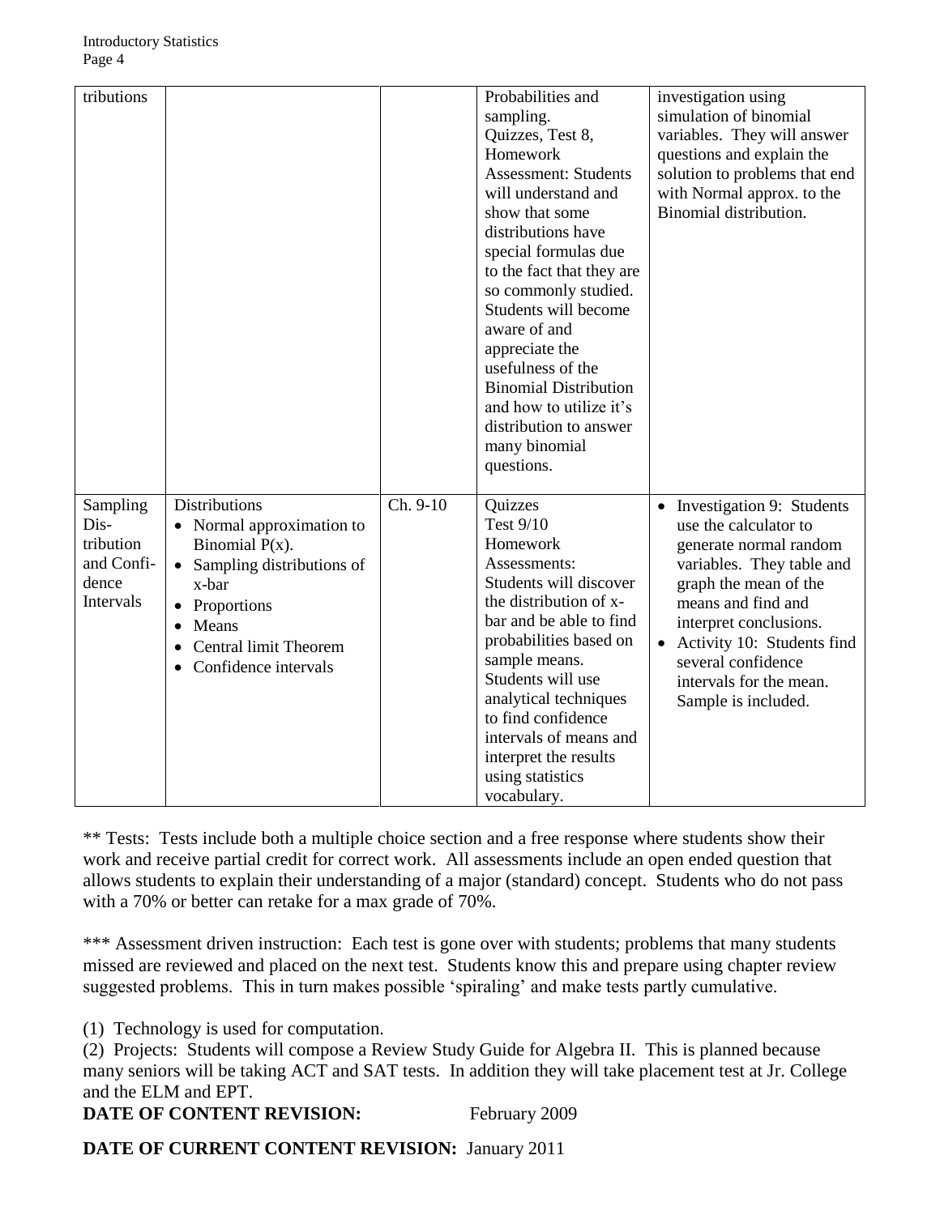| | | | | |
|---|---|---|---|---|
| tributions | | | Probabilities and sampling.<br>Quizzes, Test 8, Homework<br>Assessment: Students will understand and show that some distributions have special formulas due to the fact that they are so commonly studied. Students will become aware of and appreciate the usefulness of the Binomial Distribution and how to utilize it's distribution to answer many binomial questions. | investigation using simulation of binomial variables. They will answer questions and explain the solution to problems that end with Normal approx. to the Binomial distribution. |
| Sampling Dis-tribution and Confi-dence Intervals | Distributions<br>• Normal approximation to Binomial P(x).<br>• Sampling distributions of x-bar<br>• Proportions<br>• Means<br>• Central limit Theorem<br>• Confidence intervals | Ch. 9-10 | Quizzes<br>Test 9/10<br>Homework<br>Assessments: Students will discover the distribution of x-bar and be able to find probabilities based on sample means. Students will use analytical techniques to find confidence intervals of means and interpret the results using statistics vocabulary. | • Investigation 9: Students use the calculator to generate normal random variables. They table and graph the mean of the means and find and interpret conclusions.<br>• Activity 10: Students find several confidence intervals for the mean. Sample is included. |

** Tests: Tests include both a multiple choice section and a free response where students show their work and receive partial credit for correct work. All assessments include an open ended question that allows students to explain their understanding of a major (standard) concept. Students who do not pass with a 70% or better can retake for a max grade of 70%.

*** Assessment driven instruction: Each test is gone over with students; problems that many students missed are reviewed and placed on the next test. Students know this and prepare using chapter review suggested problems. This in turn makes possible 'spiraling' and make tests partly cumulative.

(1) Technology is used for computation.
(2) Projects: Students will compose a Review Study Guide for Algebra II. This is planned because many seniors will be taking ACT and SAT tests. In addition they will take placement test at Jr. College and the ELM and EPT.

**DATE OF CONTENT REVISION:** February 2009

**DATE OF CURRENT CONTENT REVISION:** January 2011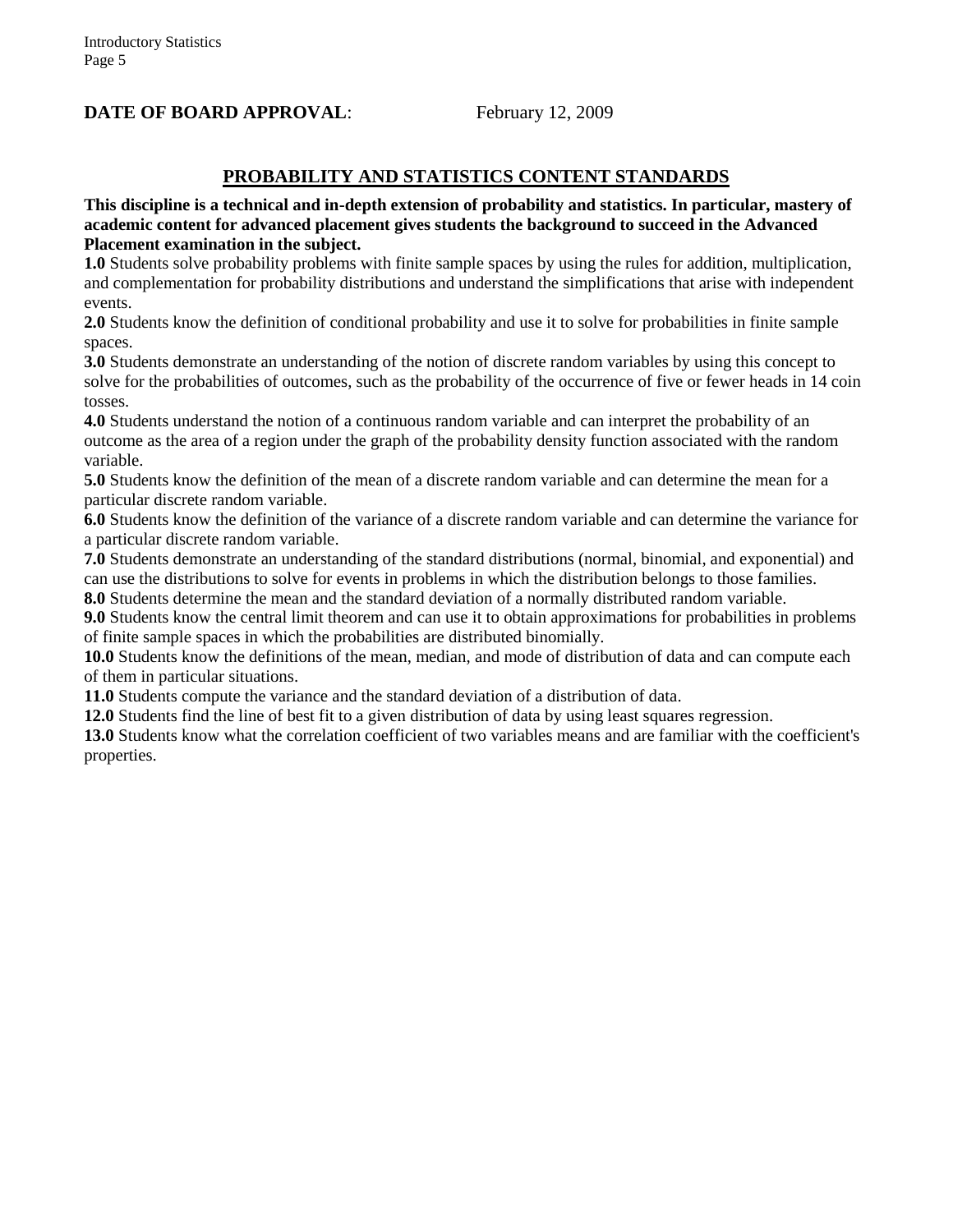**DATE OF BOARD APPROVAL**: February 12, 2009

## PROBABILITY AND STATISTICS CONTENT STANDARDS

**This discipline is a technical and in-depth extension of probability and statistics. In particular, mastery of academic content for advanced placement gives students the background to succeed in the Advanced Placement examination in the subject.**

**1.0** Students solve probability problems with finite sample spaces by using the rules for addition, multiplication, and complementation for probability distributions and understand the simplifications that arise with independent events.

**2.0** Students know the definition of conditional probability and use it to solve for probabilities in finite sample spaces.

**3.0** Students demonstrate an understanding of the notion of discrete random variables by using this concept to solve for the probabilities of outcomes, such as the probability of the occurrence of five or fewer heads in 14 coin tosses.

**4.0** Students understand the notion of a continuous random variable and can interpret the probability of an outcome as the area of a region under the graph of the probability density function associated with the random variable.

**5.0** Students know the definition of the mean of a discrete random variable and can determine the mean for a particular discrete random variable.

**6.0** Students know the definition of the variance of a discrete random variable and can determine the variance for a particular discrete random variable.

**7.0** Students demonstrate an understanding of the standard distributions (normal, binomial, and exponential) and can use the distributions to solve for events in problems in which the distribution belongs to those families.

**8.0** Students determine the mean and the standard deviation of a normally distributed random variable.

**9.0** Students know the central limit theorem and can use it to obtain approximations for probabilities in problems of finite sample spaces in which the probabilities are distributed binomially.

**10.0** Students know the definitions of the mean, median, and mode of distribution of data and can compute each of them in particular situations.

**11.0** Students compute the variance and the standard deviation of a distribution of data.

**12.0** Students find the line of best fit to a given distribution of data by using least squares regression.

**13.0** Students know what the correlation coefficient of two variables means and are familiar with the coefficient's properties.